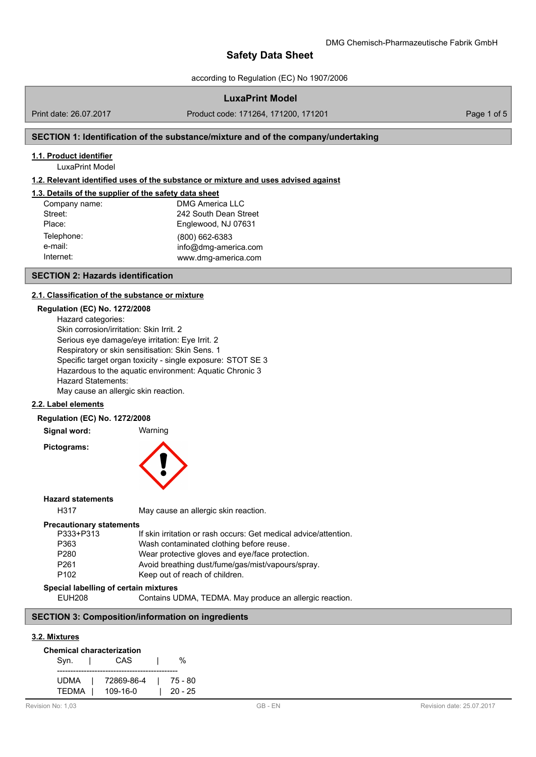DMG Chemisch-Pharmazeutische Fabrik GmbH

# Safety Data Sheet

according to Regulation (EC) No 1907/2006

**LuxaPrint Model**

Print date: 26.07.2017 | Product code: 171264, 171200, 171201

## SECTION 1: Identification of the substance/mixture and of the company/undertaking

### 1.1. Product identifier

LuxaPrint Model

### 1.2. Relevant identified uses of the substance or mixture and uses advised against

### 1.3. Details of the supplier of the safety data sheet

| | |
|---|---|
| Company name: | DMG America LLC |
| Street: | 242 South Dean Street |
| Place: | Englewood, NJ 07631 |
| Telephone: | (800) 662-6383 |
| e-mail: | info@dmg-america.com |
| Internet: | www.dmg-america.com |

## SECTION 2: Hazards identification

### 2.1. Classification of the substance or mixture

**Regulation (EC) No. 1272/2008**

Hazard categories:
Skin corrosion/irritation: Skin Irrit. 2
Serious eye damage/eye irritation: Eye Irrit. 2
Respiratory or skin sensitisation: Skin Sens. 1
Specific target organ toxicity - single exposure: STOT SE 3
Hazardous to the aquatic environment: Aquatic Chronic 3
Hazard Statements:
May cause an allergic skin reaction.

### 2.2. Label elements

**Regulation (EC) No. 1272/2008**

**Signal word:** Warning

**Pictograms:**

**Hazard statements**

| | |
|---|---|
| H317 | May cause an allergic skin reaction. |

**Precautionary statements**

| | |
|---|---|
| P333+P313 | If skin irritation or rash occurs: Get medical advice/attention. |
| P363 | Wash contaminated clothing before reuse. |
| P280 | Wear protective gloves and eye/face protection. |
| P261 | Avoid breathing dust/fume/gas/mist/vapours/spray. |
| P102 | Keep out of reach of children. |

**Special labelling of certain mixtures**

| | |
|---|---|
| EUH208 | Contains UDMA, TEDMA. May produce an allergic reaction. |

## SECTION 3: Composition/information on ingredients

### 3.2. Mixtures

**Chemical characterization**

| Syn. | CAS | % |
|---|---|---|
| UDMA | 72869-86-4 | 75 - 80 |
| TEDMA | 109-16-0 | 20 - 25 |

Revision No: 1,03 | GB - EN | Revision date: 25.07.2017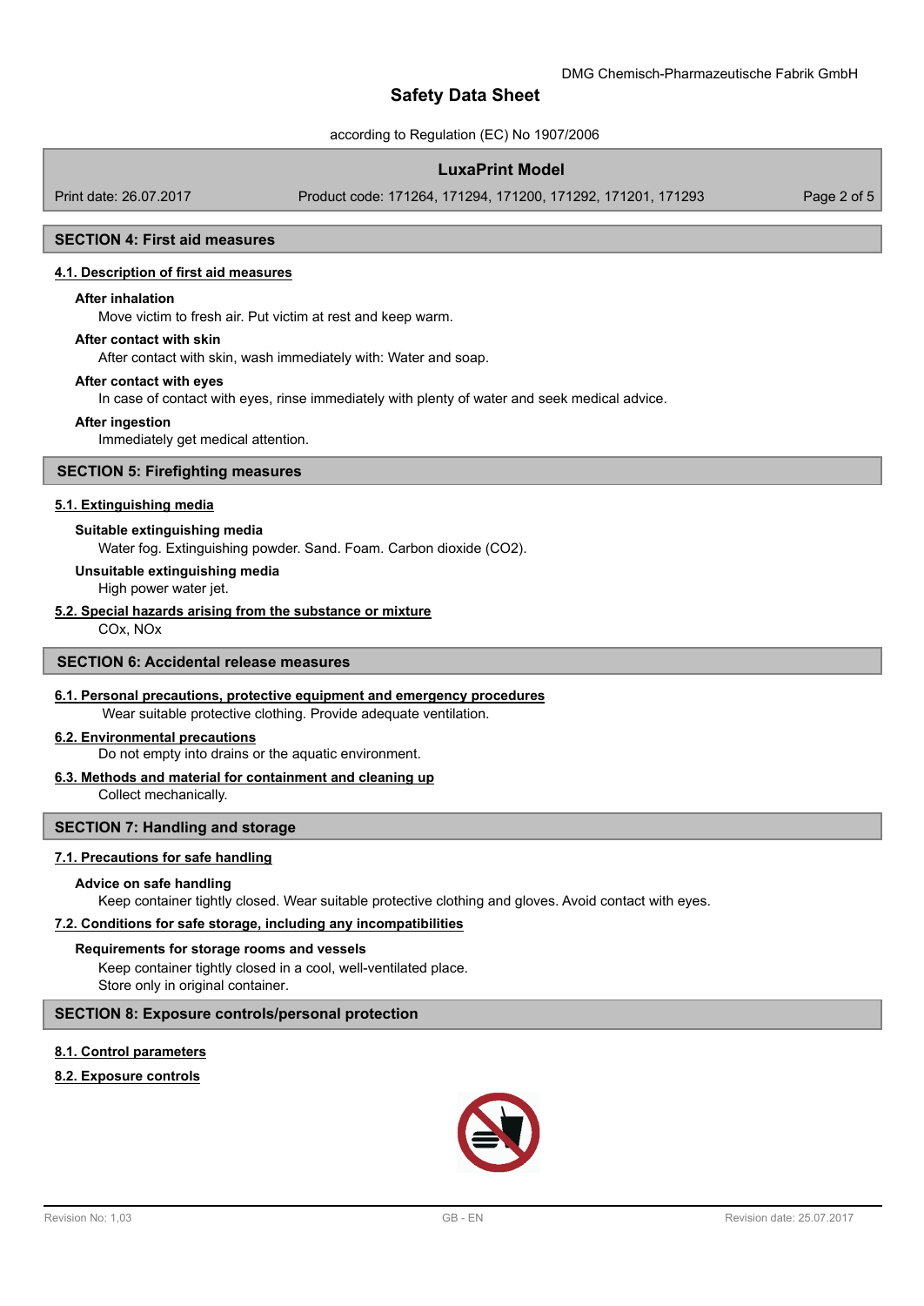## SECTION 4: First aid measures

### 4.1. Description of first aid measures

**After inhalation**

Move victim to fresh air. Put victim at rest and keep warm.

**After contact with skin**

After contact with skin, wash immediately with: Water and soap.

**After contact with eyes**

In case of contact with eyes, rinse immediately with plenty of water and seek medical advice.

**After ingestion**

Immediately get medical attention.

## SECTION 5: Firefighting measures

### 5.1. Extinguishing media

**Suitable extinguishing media**

Water fog. Extinguishing powder. Sand. Foam. Carbon dioxide ($CO_2$).

**Unsuitable extinguishing media**

High power water jet.

### 5.2. Special hazards arising from the substance or mixture

$CO_x$, $NO_x$

## SECTION 6: Accidental release measures

### 6.1. Personal precautions, protective equipment and emergency procedures

Wear suitable protective clothing. Provide adequate ventilation.

### 6.2. Environmental precautions

Do not empty into drains or the aquatic environment.

### 6.3. Methods and material for containment and cleaning up

Collect mechanically.

## SECTION 7: Handling and storage

### 7.1. Precautions for safe handling

**Advice on safe handling**

Keep container tightly closed. Wear suitable protective clothing and gloves. Avoid contact with eyes.

### 7.2. Conditions for safe storage, including any incompatibilities

**Requirements for storage rooms and vessels**

Keep container tightly closed in a cool, well-ventilated place.
Store only in original container.

## SECTION 8: Exposure controls/personal protection

### 8.1. Control parameters

### 8.2. Exposure controls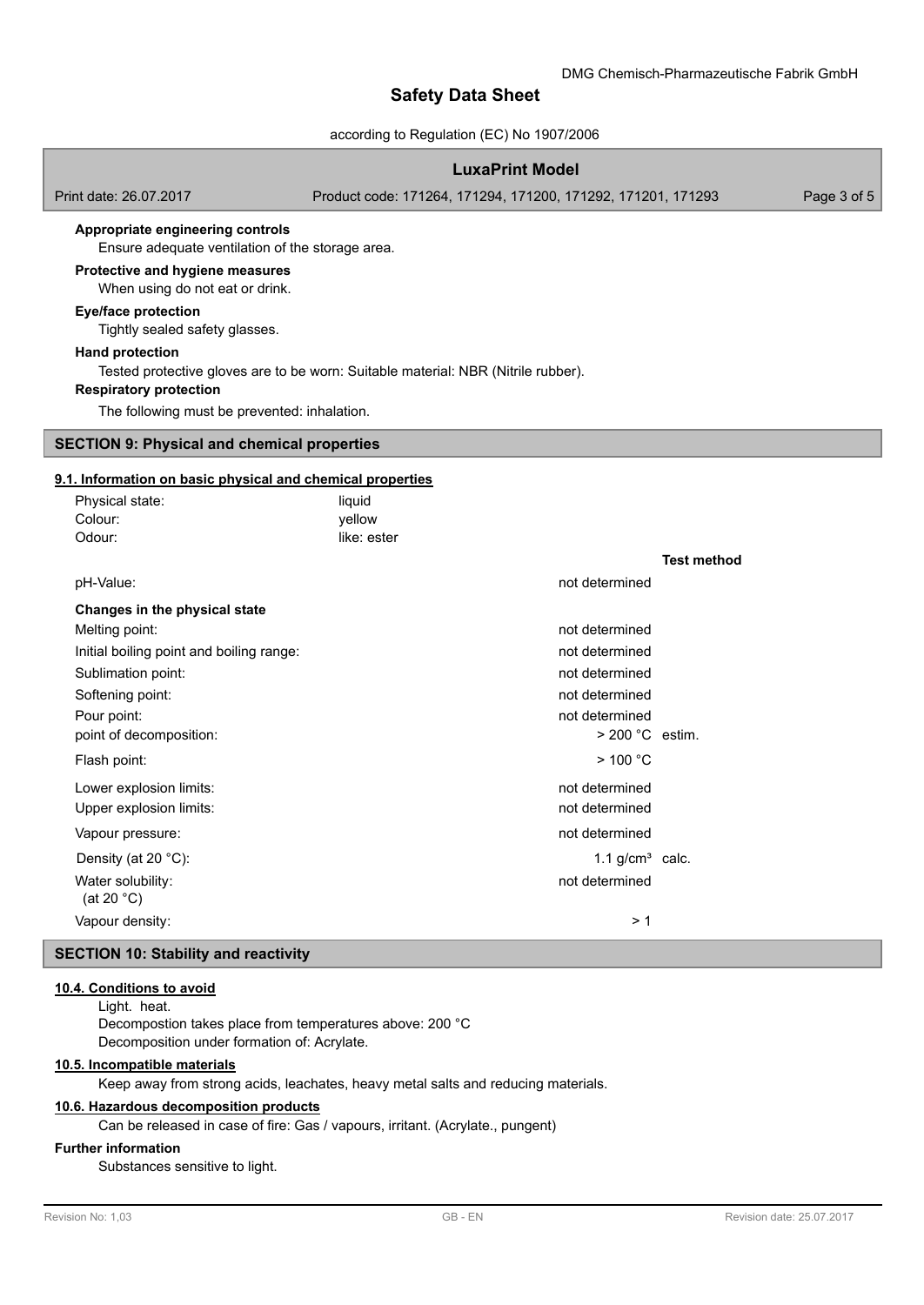**Appropriate engineering controls**

Ensure adequate ventilation of the storage area.

**Protective and hygiene measures**

When using do not eat or drink.

**Eye/face protection**

Tightly sealed safety glasses.

**Hand protection**

Tested protective gloves are to be worn: Suitable material: NBR (Nitrile rubber).

**Respiratory protection**

The following must be prevented: inhalation.

## SECTION 9: Physical and chemical properties

### 9.1. Information on basic physical and chemical properties

| | | |
|---|---|---|
| Physical state: | liquid | |
| Colour: | yellow | |
| Odour: | like: ester | |
| | | **Test method** |
| pH-Value: | not determined | |
| **Changes in the physical state** | | |
| Melting point: | not determined | |
| Initial boiling point and boiling range: | not determined | |
| Sublimation point: | not determined | |
| Softening point: | not determined | |
| Pour point: | not determined | |
| point of decomposition: | > 200 °C | estim. |
| Flash point: | > 100 °C | |
| Lower explosion limits: | not determined | |
| Upper explosion limits: | not determined | |
| Vapour pressure: | not determined | |
| Density (at 20 °C): | 1.1 g/cm³ | calc. |
| Water solubility: (at 20 °C) | not determined | |
| Vapour density: | > 1 | |

## SECTION 10: Stability and reactivity

### 10.4. Conditions to avoid

Light. heat.
Decompostion takes place from temperatures above: 200 °C
Decomposition under formation of: Acrylate.

### 10.5. Incompatible materials

Keep away from strong acids, leachates, heavy metal salts and reducing materials.

### 10.6. Hazardous decomposition products

Can be released in case of fire: Gas / vapours, irritant. (Acrylate., pungent)

**Further information**

Substances sensitive to light.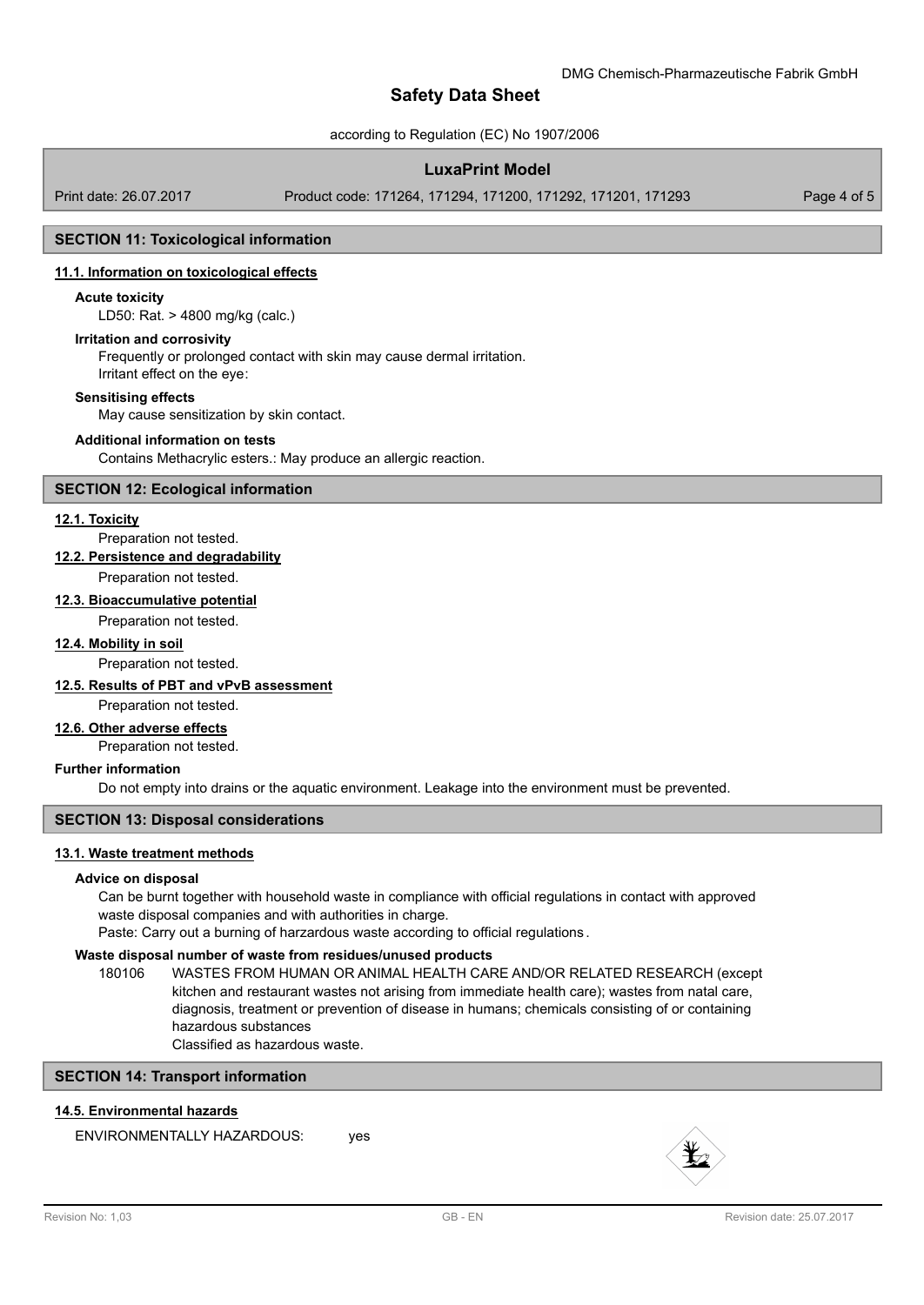## SECTION 11: Toxicological information

### 11.1. Information on toxicological effects

**Acute toxicity**

LD50: Rat. > 4800 mg/kg (calc.)

**Irritation and corrosivity**

Frequently or prolonged contact with skin may cause dermal irritation.
Irritant effect on the eye:

**Sensitising effects**

May cause sensitization by skin contact.

**Additional information on tests**

Contains Methacrylic esters.: May produce an allergic reaction.

## SECTION 12: Ecological information

### 12.1. Toxicity

Preparation not tested.

### 12.2. Persistence and degradability

Preparation not tested.

### 12.3. Bioaccumulative potential

Preparation not tested.

### 12.4. Mobility in soil

Preparation not tested.

### 12.5. Results of PBT and vPvB assessment

Preparation not tested.

### 12.6. Other adverse effects

Preparation not tested.

**Further information**

Do not empty into drains or the aquatic environment. Leakage into the environment must be prevented.

## SECTION 13: Disposal considerations

### 13.1. Waste treatment methods

**Advice on disposal**

Can be burnt together with household waste in compliance with official regulations in contact with approved waste disposal companies and with authorities in charge.
Paste: Carry out a burning of harzardous waste according to official regulations.

**Waste disposal number of waste from residues/unused products**

180106 WASTES FROM HUMAN OR ANIMAL HEALTH CARE AND/OR RELATED RESEARCH (except kitchen and restaurant wastes not arising from immediate health care); wastes from natal care, diagnosis, treatment or prevention of disease in humans; chemicals consisting of or containing hazardous substances
Classified as hazardous waste.

## SECTION 14: Transport information

### 14.5. Environmental hazards

ENVIRONMENTALLY HAZARDOUS: yes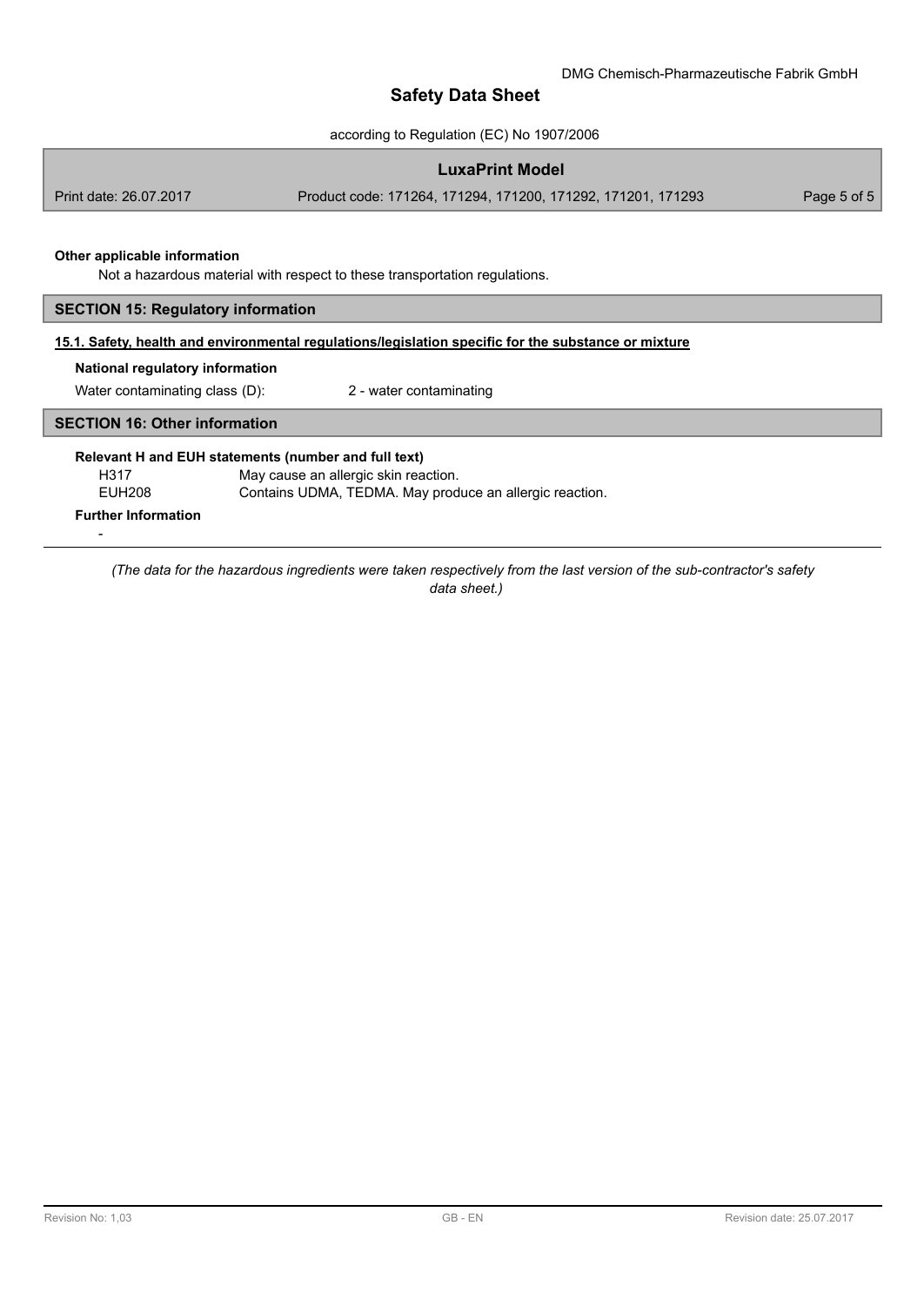**Other applicable information**

Not a hazardous material with respect to these transportation regulations.

## SECTION 15: Regulatory information

### 15.1. Safety, health and environmental regulations/legislation specific for the substance or mixture

**National regulatory information**

Water contaminating class (D): 2 - water contaminating

## SECTION 16: Other information

**Relevant H and EUH statements (number and full text)**

| | |
|---|---|
| H317 | May cause an allergic skin reaction. |
| EUH208 | Contains UDMA, TEDMA. May produce an allergic reaction. |

**Further Information**

-

---

*(The data for the hazardous ingredients were taken respectively from the last version of the sub-contractor's safety data sheet.)*